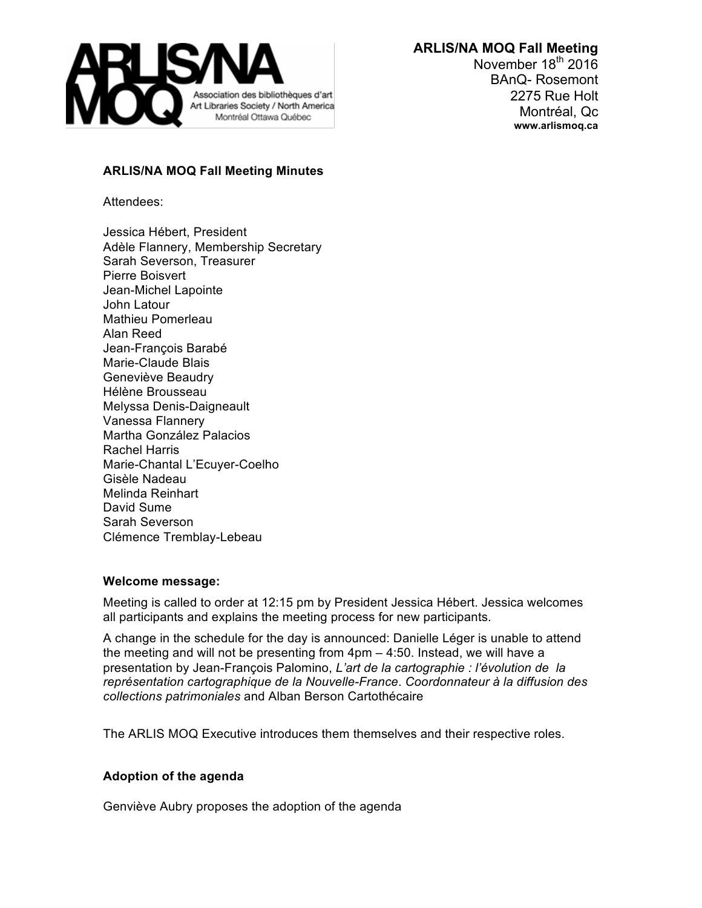**ARLIS/NA MOQ Fall Meeting**
November 18th 2016
BAnQ- Rosemont
2275 Rue Holt
Montréal, Qc
**www.arlismoq.ca**

ARLIS/NA MOQ
Association des bibliothèques d'art
Art Libraries Society / North America
Montréal Ottawa Québec

**ARLIS/NA MOQ Fall Meeting Minutes**

Attendees:

Jessica Hébert, President
Adèle Flannery, Membership Secretary
Sarah Severson, Treasurer
Pierre Boisvert
Jean-Michel Lapointe
John Latour
Mathieu Pomerleau
Alan Reed
Jean-François Barabé
Marie-Claude Blais
Geneviève Beaudry
Hélène Brousseau
Melyssa Denis-Daigneault
Vanessa Flannery
Martha González Palacios
Rachel Harris
Marie-Chantal L'Ecuyer-Coelho
Gisèle Nadeau
Melinda Reinhart
David Sume
Sarah Severson
Clémence Tremblay-Lebeau

**Welcome message:**

Meeting is called to order at 12:15 pm by President Jessica Hébert. Jessica welcomes all participants and explains the meeting process for new participants.

A change in the schedule for the day is announced: Danielle Léger is unable to attend the meeting and will not be presenting from 4pm – 4:50. Instead, we will have a presentation by Jean-François Palomino, *L'art de la cartographie : l'évolution de la représentation cartographique de la Nouvelle-France*. *Coordonnateur à la diffusion des collections patrimoniales* and Alban Berson Cartothécaire

The ARLIS MOQ Executive introduces them themselves and their respective roles.

**Adoption of the agenda**

Genvièvе Aubry proposes the adoption of the agenda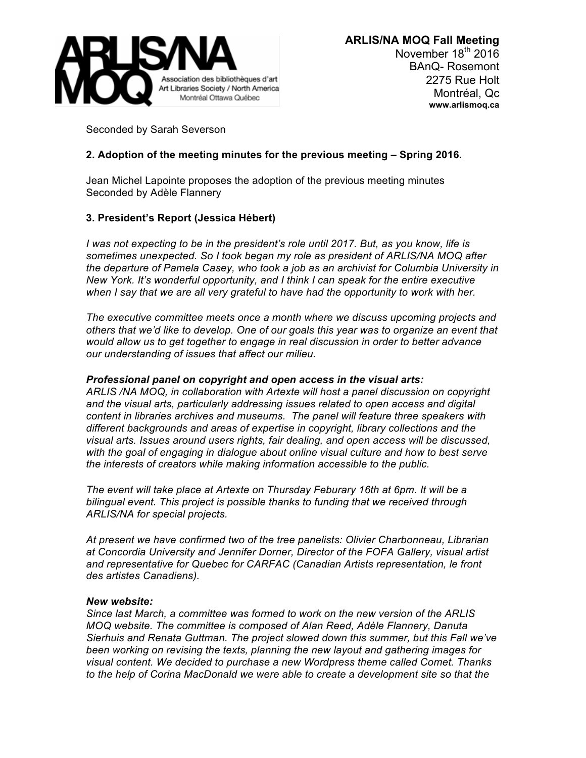Seconded by Sarah Severson

**2. Adoption of the meeting minutes for the previous meeting – Spring 2016.**

Jean Michel Lapointe proposes the adoption of the previous meeting minutes
Seconded by Adèle Flannery

**3. President's Report (Jessica Hébert)**

*I was not expecting to be in the president's role until 2017. But, as you know, life is sometimes unexpected. So I took began my role as president of ARLIS/NA MOQ after the departure of Pamela Casey, who took a job as an archivist for Columbia University in New York. It's wonderful opportunity, and I think I can speak for the entire executive when I say that we are all very grateful to have had the opportunity to work with her.*

*The executive committee meets once a month where we discuss upcoming projects and others that we'd like to develop. One of our goals this year was to organize an event that would allow us to get together to engage in real discussion in order to better advance our understanding of issues that affect our milieu.*

***Professional panel on copyright and open access in the visual arts:***
*ARLIS /NA MOQ, in collaboration with Artexte will host a panel discussion on copyright and the visual arts, particularly addressing issues related to open access and digital content in libraries archives and museums. The panel will feature three speakers with different backgrounds and areas of expertise in copyright, library collections and the visual arts. Issues around users rights, fair dealing, and open access will be discussed, with the goal of engaging in dialogue about online visual culture and how to best serve the interests of creators while making information accessible to the public.*

*The event will take place at Artexte on Thursday Feburary 16th at 6pm. It will be a bilingual event. This project is possible thanks to funding that we received through ARLIS/NA for special projects.*

*At present we have confirmed two of the tree panelists: Olivier Charbonneau, Librarian at Concordia University and Jennifer Dorner, Director of the FOFA Gallery, visual artist and representative for Quebec for CARFAC (Canadian Artists representation, le front des artistes Canadiens).*

***New website:***
*Since last March, a committee was formed to work on the new version of the ARLIS MOQ website. The committee is composed of Alan Reed, Adèle Flannery, Danuta Sierhuis and Renata Guttman. The project slowed down this summer, but this Fall we've been working on revising the texts, planning the new layout and gathering images for visual content. We decided to purchase a new Wordpress theme called Comet. Thanks to the help of Corina MacDonald we were able to create a development site so that the*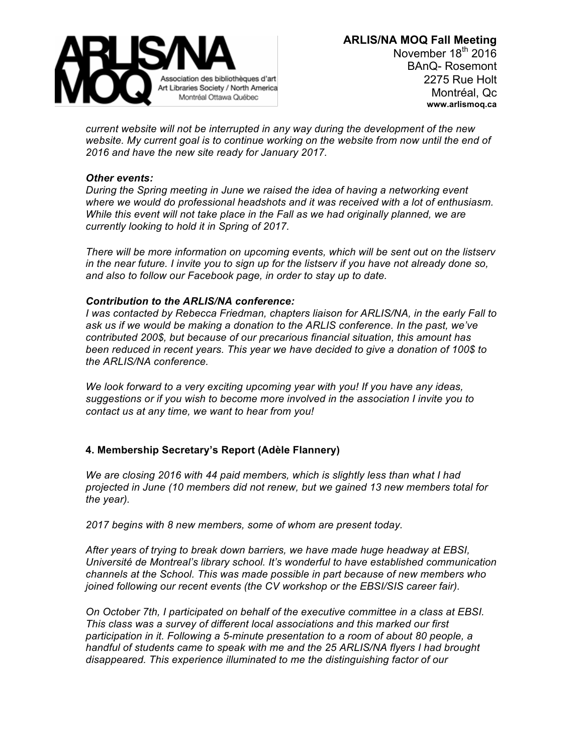*current website will not be interrupted in any way during the development of the new website. My current goal is to continue working on the website from now until the end of 2016 and have the new site ready for January 2017.*

***Other events:***

*During the Spring meeting in June we raised the idea of having a networking event where we would do professional headshots and it was received with a lot of enthusiasm. While this event will not take place in the Fall as we had originally planned, we are currently looking to hold it in Spring of 2017.*

*There will be more information on upcoming events, which will be sent out on the listserv in the near future. I invite you to sign up for the listserv if you have not already done so, and also to follow our Facebook page, in order to stay up to date.*

***Contribution to the ARLIS/NA conference:***

*I was contacted by Rebecca Friedman, chapters liaison for ARLIS/NA, in the early Fall to ask us if we would be making a donation to the ARLIS conference. In the past, we've contributed 200$, but because of our precarious financial situation, this amount has been reduced in recent years. This year we have decided to give a donation of 100$ to the ARLIS/NA conference.*

*We look forward to a very exciting upcoming year with you! If you have any ideas, suggestions or if you wish to become more involved in the association I invite you to contact us at any time, we want to hear from you!*

### 4. Membership Secretary's Report (Adèle Flannery)

*We are closing 2016 with 44 paid members, which is slightly less than what I had projected in June (10 members did not renew, but we gained 13 new members total for the year).*

*2017 begins with 8 new members, some of whom are present today.*

*After years of trying to break down barriers, we have made huge headway at EBSI, Université de Montreal's library school. It's wonderful to have established communication channels at the School. This was made possible in part because of new members who joined following our recent events (the CV workshop or the EBSI/SIS career fair).*

*On October 7th, I participated on behalf of the executive committee in a class at EBSI. This class was a survey of different local associations and this marked our first participation in it. Following a 5-minute presentation to a room of about 80 people, a handful of students came to speak with me and the 25 ARLIS/NA flyers I had brought disappeared. This experience illuminated to me the distinguishing factor of our*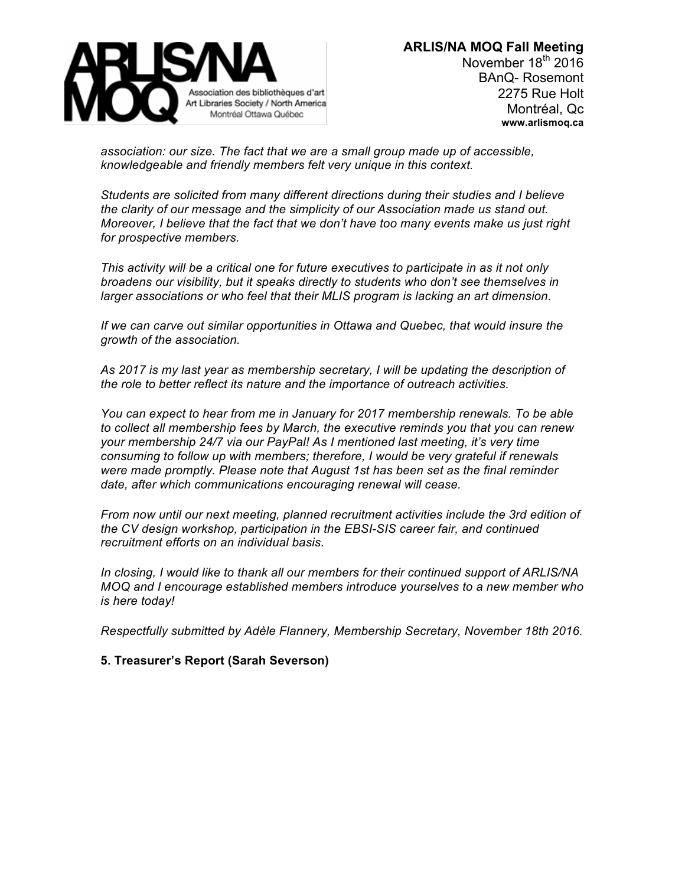*association: our size. The fact that we are a small group made up of accessible, knowledgeable and friendly members felt very unique in this context.*

*Students are solicited from many different directions during their studies and I believe the clarity of our message and the simplicity of our Association made us stand out. Moreover, I believe that the fact that we don't have too many events make us just right for prospective members.*

*This activity will be a critical one for future executives to participate in as it not only broadens our visibility, but it speaks directly to students who don't see themselves in larger associations or who feel that their MLIS program is lacking an art dimension.*

*If we can carve out similar opportunities in Ottawa and Quebec, that would insure the growth of the association.*

*As 2017 is my last year as membership secretary, I will be updating the description of the role to better reflect its nature and the importance of outreach activities.*

*You can expect to hear from me in January for 2017 membership renewals. To be able to collect all membership fees by March, the executive reminds you that you can renew your membership 24/7 via our PayPal! As I mentioned last meeting, it's very time consuming to follow up with members; therefore, I would be very grateful if renewals were made promptly. Please note that August 1st has been set as the final reminder date, after which communications encouraging renewal will cease.*

*From now until our next meeting, planned recruitment activities include the 3rd edition of the CV design workshop, participation in the EBSI-SIS career fair, and continued recruitment efforts on an individual basis.*

*In closing, I would like to thank all our members for their continued support of ARLIS/NA MOQ and I encourage established members introduce yourselves to a new member who is here today!*

*Respectfully submitted by Adèle Flannery, Membership Secretary, November 18th 2016.*

**5. Treasurer's Report (Sarah Severson)**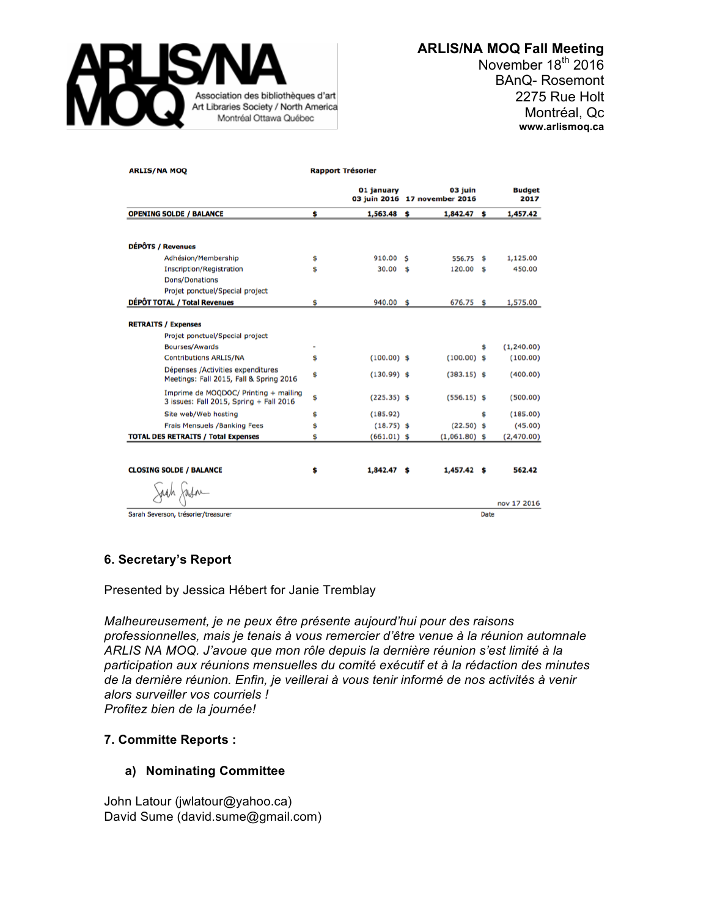**ARLIS/NA MOQ Fall Meeting**
November 18th 2016
BAnQ- Rosemont
2275 Rue Holt
Montréal, Qc
**www.arlismoq.ca**

| ARLIS/NA MOQ | | Rapport Trésorier | | | |
|---|---|---|---|---|---|
| | | 01 january 03 juin 2016 | | 03 juin 17 november 2016 | | Budget 2017 |
| **OPENING SOLDE / BALANCE** | $ | 1,563.48 | $ | 1,842.47 | $ | 1,457.42 |
| | | | | | | |
| **DÉPÔTS / Revenues** | | | | | | |
| Adhésion/Membership | $ | 910.00 | $ | 556.75 | $ | 1,125.00 |
| Inscription/Registration | $ | 30.00 | $ | 120.00 | $ | 450.00 |
| Dons/Donations | | | | | | |
| Projet ponctuel/Special project | | | | | | |
| **DÉPÔT TOTAL / Total Revenues** | $ | 940.00 | $ | 676.75 | $ | 1,575.00 |
| | | | | | | |
| **RETRAITS / Expenses** | | | | | | |
| Projet ponctuel/Special project | | | | | | |
| Bourses/Awards | - | | | | $ | (1,240.00) |
| Contributions ARLIS/NA | $ | (100.00) | $ | (100.00) | $ | (100.00) |
| Dépenses /Activities expenditures Meetings: Fall 2015, Fall & Spring 2016 | $ | (130.99) | $ | (383.15) | $ | (400.00) |
| Imprime de MOQDOC/ Printing + mailing 3 issues: Fall 2015, Spring + Fall 2016 | $ | (225.35) | $ | (556.15) | $ | (500.00) |
| Site web/Web hosting | $ | (185.92) | | | $ | (185.00) |
| Frais Mensuels /Banking Fees | $ | (18.75) | $ | (22.50) | $ | (45.00) |
| **TOTAL DES RETRAITS / Total Expenses** | $ | (661.01) | $ | (1,061.80) | $ | (2,470.00) |
| | | | | | | |
| **CLOSING SOLDE / BALANCE** | $ | 1,842.47 | $ | 1,457.42 | $ | 562.42 |

Sarah Severson, trésorier/treasurer

Date: nov 17 2016

### 6. Secretary's Report

Presented by Jessica Hébert for Janie Tremblay

*Malheureusement, je ne peux être présente aujourd'hui pour des raisons professionnelles, mais je tenais à vous remercier d'être venue à la réunion automnale ARLIS NA MOQ. J'avoue que mon rôle depuis la dernière réunion s'est limité à la participation aux réunions mensuelles du comité exécutif et à la rédaction des minutes de la dernière réunion. Enfin, je veillerai à vous tenir informé de nos activités à venir alors surveiller vos courriels !*
*Profitez bien de la journée!*

### 7. Committe Reports :

#### a) Nominating Committee

John Latour (jwlatour@yahoo.ca)
David Sume (david.sume@gmail.com)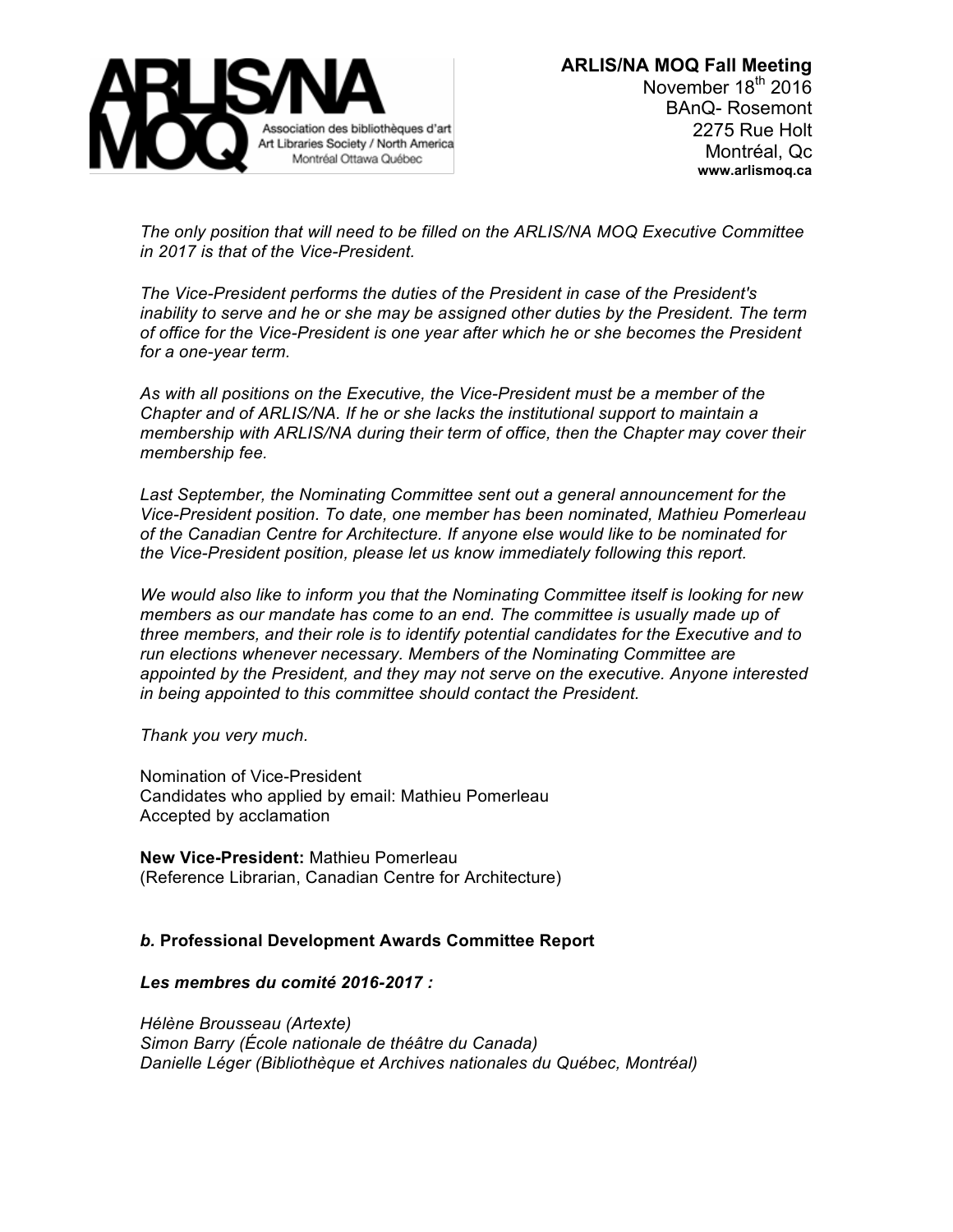*The only position that will need to be filled on the ARLIS/NA MOQ Executive Committee in 2017 is that of the Vice-President.*

*The Vice-President performs the duties of the President in case of the President's inability to serve and he or she may be assigned other duties by the President. The term of office for the Vice-President is one year after which he or she becomes the President for a one-year term.*

*As with all positions on the Executive, the Vice-President must be a member of the Chapter and of ARLIS/NA. If he or she lacks the institutional support to maintain a membership with ARLIS/NA during their term of office, then the Chapter may cover their membership fee.*

*Last September, the Nominating Committee sent out a general announcement for the Vice-President position. To date, one member has been nominated, Mathieu Pomerleau of the Canadian Centre for Architecture. If anyone else would like to be nominated for the Vice-President position, please let us know immediately following this report.*

*We would also like to inform you that the Nominating Committee itself is looking for new members as our mandate has come to an end. The committee is usually made up of three members, and their role is to identify potential candidates for the Executive and to run elections whenever necessary. Members of the Nominating Committee are appointed by the President, and they may not serve on the executive. Anyone interested in being appointed to this committee should contact the President.*

*Thank you very much.*

Nomination of Vice-President
Candidates who applied by email: Mathieu Pomerleau
Accepted by acclamation

**New Vice-President:** Mathieu Pomerleau
(Reference Librarian, Canadian Centre for Architecture)

### *b.* Professional Development Awards Committee Report

***Les membres du comité 2016-2017 :***

*Hélène Brousseau (Artexte)*
*Simon Barry (École nationale de théâtre du Canada)*
*Danielle Léger (Bibliothèque et Archives nationales du Québec, Montréal)*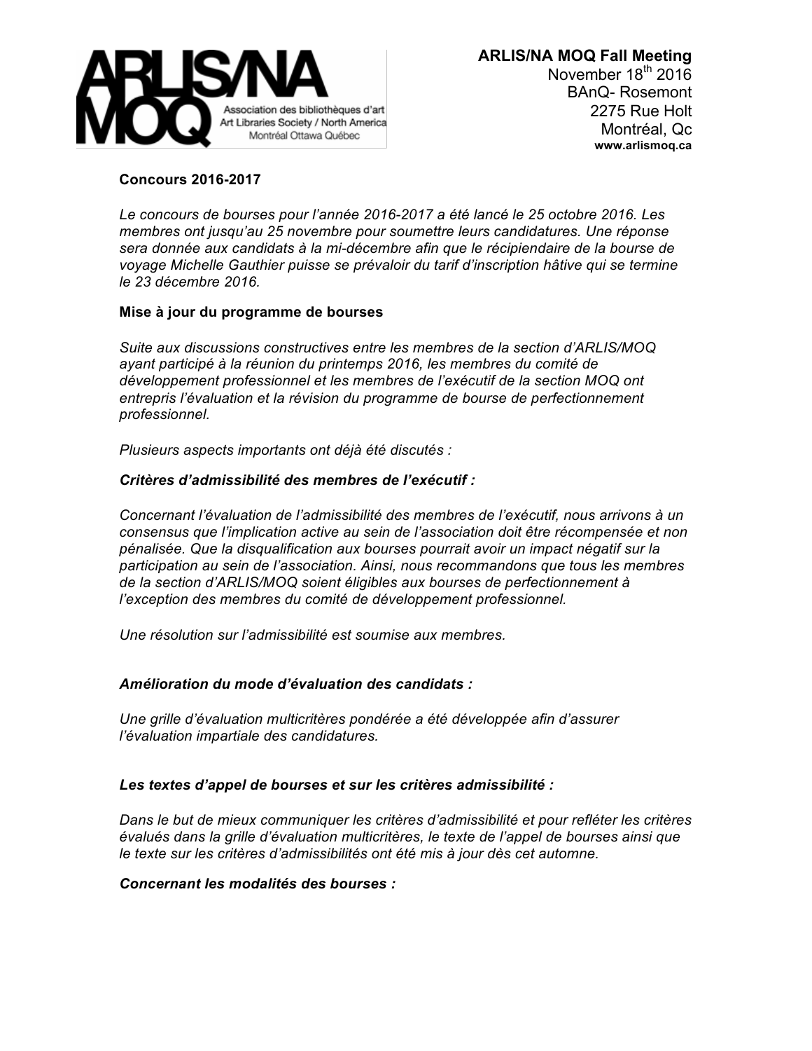**Concours 2016-2017**

*Le concours de bourses pour l'année 2016-2017 a été lancé le 25 octobre 2016. Les membres ont jusqu'au 25 novembre pour soumettre leurs candidatures. Une réponse sera donnée aux candidats à la mi-décembre afin que le récipiendaire de la bourse de voyage Michelle Gauthier puisse se prévaloir du tarif d'inscription hâtive qui se termine le 23 décembre 2016.*

**Mise à jour du programme de bourses**

*Suite aux discussions constructives entre les membres de la section d'ARLIS/MOQ ayant participé à la réunion du printemps 2016, les membres du comité de développement professionnel et les membres de l'exécutif de la section MOQ ont entrepris l'évaluation et la révision du programme de bourse de perfectionnement professionnel.*

*Plusieurs aspects importants ont déjà été discutés :*

***Critères d'admissibilité des membres de l'exécutif :***

*Concernant l'évaluation de l'admissibilité des membres de l'exécutif, nous arrivons à un consensus que l'implication active au sein de l'association doit être récompensée et non pénalisée. Que la disqualification aux bourses pourrait avoir un impact négatif sur la participation au sein de l'association. Ainsi, nous recommandons que tous les membres de la section d'ARLIS/MOQ soient éligibles aux bourses de perfectionnement à l'exception des membres du comité de développement professionnel.*

*Une résolution sur l'admissibilité est soumise aux membres.*

***Amélioration du mode d'évaluation des candidats :***

*Une grille d'évaluation multicritères pondérée a été développée afin d'assurer l'évaluation impartiale des candidatures.*

***Les textes d'appel de bourses et sur les critères admissibilité :***

*Dans le but de mieux communiquer les critères d'admissibilité et pour refléter les critères évalués dans la grille d'évaluation multicritères, le texte de l'appel de bourses ainsi que le texte sur les critères d'admissibilités ont été mis à jour dès cet automne.*

***Concernant les modalités des bourses :***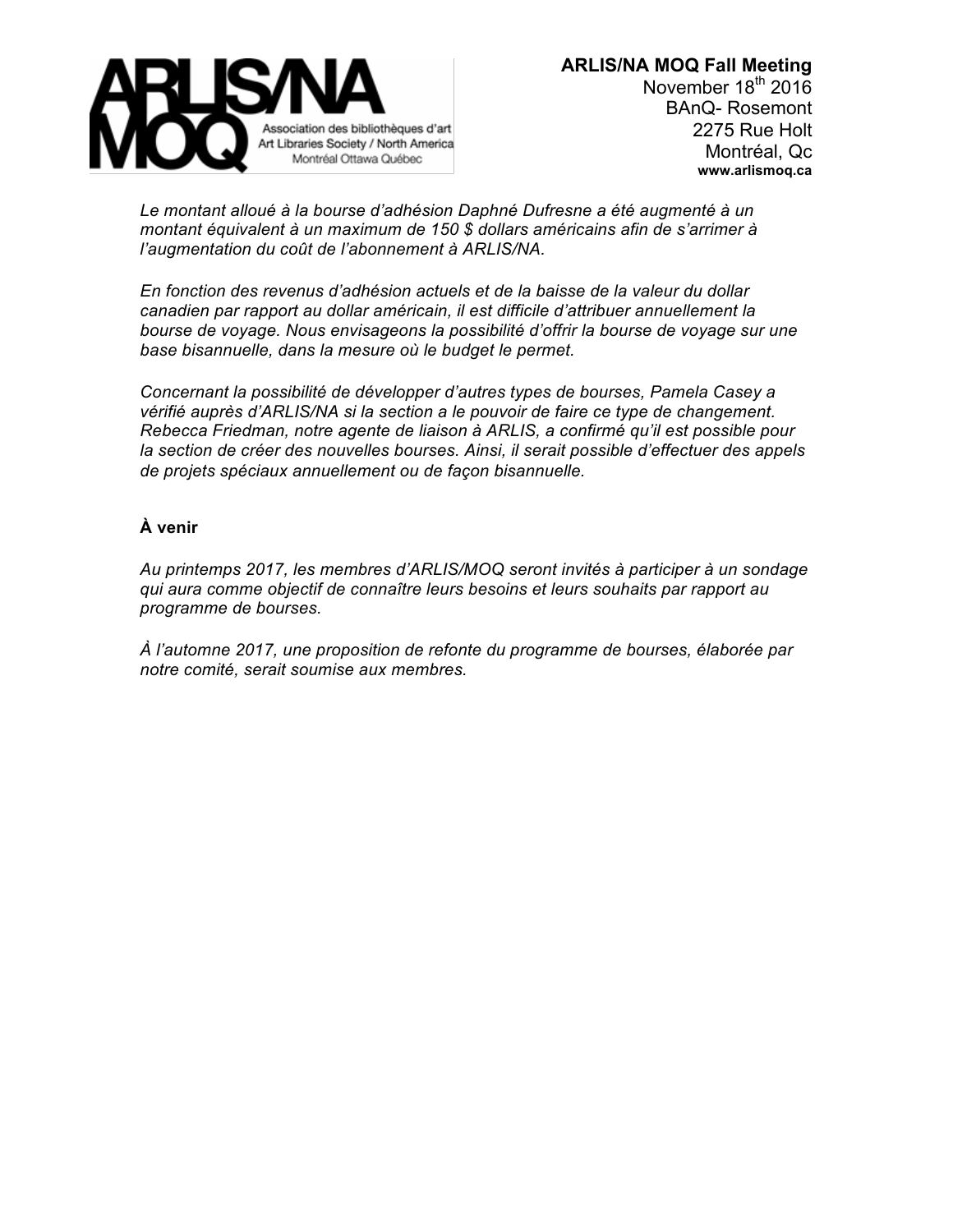*Le montant alloué à la bourse d'adhésion Daphné Dufresne a été augmenté à un montant équivalent à un maximum de 150 $ dollars américains afin de s'arrimer à l'augmentation du coût de l'abonnement à ARLIS/NA.*

*En fonction des revenus d'adhésion actuels et de la baisse de la valeur du dollar canadien par rapport au dollar américain, il est difficile d'attribuer annuellement la bourse de voyage. Nous envisageons la possibilité d'offrir la bourse de voyage sur une base bisannuelle, dans la mesure où le budget le permet.*

*Concernant la possibilité de développer d'autres types de bourses, Pamela Casey a vérifié auprès d'ARLIS/NA si la section a le pouvoir de faire ce type de changement. Rebecca Friedman, notre agente de liaison à ARLIS, a confirmé qu'il est possible pour la section de créer des nouvelles bourses. Ainsi, il serait possible d'effectuer des appels de projets spéciaux annuellement ou de façon bisannuelle.*

**À venir**

*Au printemps 2017, les membres d'ARLIS/MOQ seront invités à participer à un sondage qui aura comme objectif de connaître leurs besoins et leurs souhaits par rapport au programme de bourses.*

*À l'automne 2017, une proposition de refonte du programme de bourses, élaborée par notre comité, serait soumise aux membres.*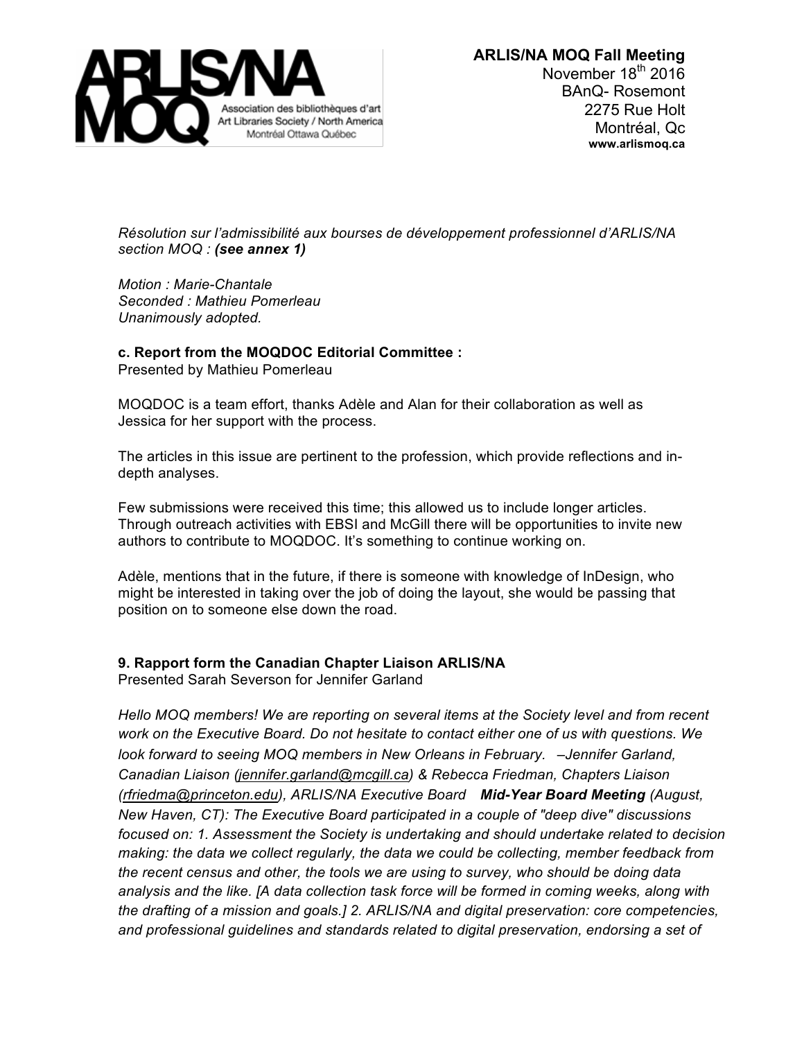*Résolution sur l'admissibilité aux bourses de développement professionnel d'ARLIS/NA section MOQ : **(see annex 1)***

*Motion : Marie-Chantale*
*Seconded : Mathieu Pomerleau*
*Unanimously adopted.*

**c. Report from the MOQDOC Editorial Committee :**
Presented by Mathieu Pomerleau

MOQDOC is a team effort, thanks Adèle and Alan for their collaboration as well as Jessica for her support with the process.

The articles in this issue are pertinent to the profession, which provide reflections and in-depth analyses.

Few submissions were received this time; this allowed us to include longer articles. Through outreach activities with EBSI and McGill there will be opportunities to invite new authors to contribute to MOQDOC. It's something to continue working on.

Adèle, mentions that in the future, if there is someone with knowledge of InDesign, who might be interested in taking over the job of doing the layout, she would be passing that position on to someone else down the road.

**9. Rapport form the Canadian Chapter Liaison ARLIS/NA**
Presented Sarah Severson for Jennifer Garland

*Hello MOQ members! We are reporting on several items at the Society level and from recent work on the Executive Board. Do not hesitate to contact either one of us with questions. We look forward to seeing MOQ members in New Orleans in February. –Jennifer Garland, Canadian Liaison (jennifer.garland@mcgill.ca) & Rebecca Friedman, Chapters Liaison (rfriedma@princeton.edu), ARLIS/NA Executive Board **Mid-Year Board Meeting** (August, New Haven, CT): The Executive Board participated in a couple of "deep dive" discussions focused on: 1. Assessment the Society is undertaking and should undertake related to decision making: the data we collect regularly, the data we could be collecting, member feedback from the recent census and other, the tools we are using to survey, who should be doing data analysis and the like. [A data collection task force will be formed in coming weeks, along with the drafting of a mission and goals.] 2. ARLIS/NA and digital preservation: core competencies, and professional guidelines and standards related to digital preservation, endorsing a set of*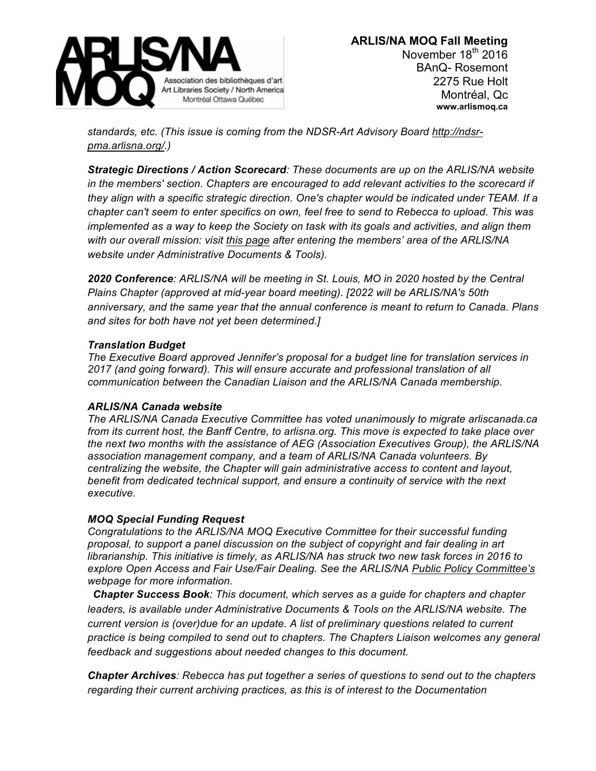*standards, etc. (This issue is coming from the NDSR-Art Advisory Board http://ndsr-pma.arlisna.org/.)*

***Strategic Directions / Action Scorecard**: These documents are up on the ARLIS/NA website in the members' section. Chapters are encouraged to add relevant activities to the scorecard if they align with a specific strategic direction. One's chapter would be indicated under TEAM. If a chapter can't seem to enter specifics on own, feel free to send to Rebecca to upload. This was implemented as a way to keep the Society on task with its goals and activities, and align them with our overall mission: visit this page after entering the members' area of the ARLIS/NA website under Administrative Documents & Tools).*

***2020 Conference**: ARLIS/NA will be meeting in St. Louis, MO in 2020 hosted by the Central Plains Chapter (approved at mid-year board meeting). [2022 will be ARLIS/NA's 50th anniversary, and the same year that the annual conference is meant to return to Canada. Plans and sites for both have not yet been determined.]*

***Translation Budget***

*The Executive Board approved Jennifer's proposal for a budget line for translation services in 2017 (and going forward). This will ensure accurate and professional translation of all communication between the Canadian Liaison and the ARLIS/NA Canada membership.*

***ARLIS/NA Canada website***

*The ARLIS/NA Canada Executive Committee has voted unanimously to migrate arliscanada.ca from its current host, the Banff Centre, to arlisna.org. This move is expected to take place over the next two months with the assistance of AEG (Association Executives Group), the ARLIS/NA association management company, and a team of ARLIS/NA Canada volunteers. By centralizing the website, the Chapter will gain administrative access to content and layout, benefit from dedicated technical support, and ensure a continuity of service with the next executive.*

***MOQ Special Funding Request***

*Congratulations to the ARLIS/NA MOQ Executive Committee for their successful funding proposal, to support a panel discussion on the subject of copyright and fair dealing in art librarianship. This initiative is timely, as ARLIS/NA has struck two new task forces in 2016 to explore Open Access and Fair Use/Fair Dealing. See the ARLIS/NA Public Policy Committee's webpage for more information.*

***Chapter Success Book**: This document, which serves as a guide for chapters and chapter leaders, is available under Administrative Documents & Tools on the ARLIS/NA website. The current version is (over)due for an update. A list of preliminary questions related to current practice is being compiled to send out to chapters. The Chapters Liaison welcomes any general feedback and suggestions about needed changes to this document.*

***Chapter Archives**: Rebecca has put together a series of questions to send out to the chapters regarding their current archiving practices, as this is of interest to the Documentation*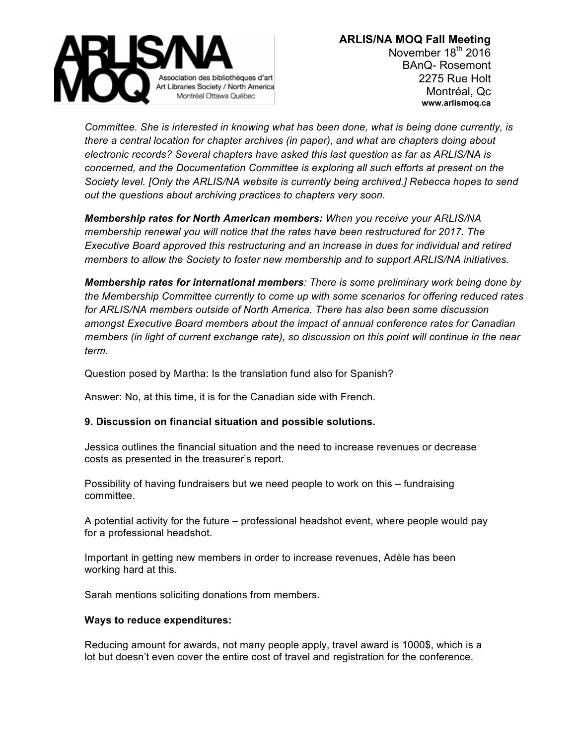*Committee. She is interested in knowing what has been done, what is being done currently, is there a central location for chapter archives (in paper), and what are chapters doing about electronic records? Several chapters have asked this last question as far as ARLIS/NA is concerned, and the Documentation Committee is exploring all such efforts at present on the Society level. [Only the ARLIS/NA website is currently being archived.] Rebecca hopes to send out the questions about archiving practices to chapters very soon.*

***Membership rates for North American members:*** *When you receive your ARLIS/NA membership renewal you will notice that the rates have been restructured for 2017. The Executive Board approved this restructuring and an increase in dues for individual and retired members to allow the Society to foster new membership and to support ARLIS/NA initiatives.*

***Membership rates for international members****: There is some preliminary work being done by the Membership Committee currently to come up with some scenarios for offering reduced rates for ARLIS/NA members outside of North America. There has also been some discussion amongst Executive Board members about the impact of annual conference rates for Canadian members (in light of current exchange rate), so discussion on this point will continue in the near term.*

Question posed by Martha: Is the translation fund also for Spanish?

Answer: No, at this time, it is for the Canadian side with French.

**9. Discussion on financial situation and possible solutions.**

Jessica outlines the financial situation and the need to increase revenues or decrease costs as presented in the treasurer's report.

Possibility of having fundraisers but we need people to work on this – fundraising committee.

A potential activity for the future – professional headshot event, where people would pay for a professional headshot.

Important in getting new members in order to increase revenues, Adèle has been working hard at this.

Sarah mentions soliciting donations from members.

**Ways to reduce expenditures:**

Reducing amount for awards, not many people apply, travel award is 1000$, which is a lot but doesn't even cover the entire cost of travel and registration for the conference.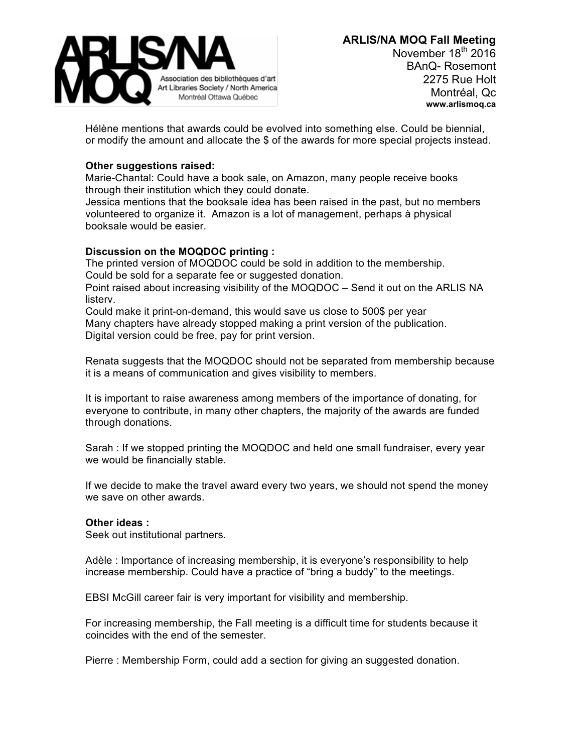Hélène mentions that awards could be evolved into something else. Could be biennial, or modify the amount and allocate the $ of the awards for more special projects instead.

**Other suggestions raised:**

Marie-Chantal: Could have a book sale, on Amazon, many people receive books through their institution which they could donate.

Jessica mentions that the booksale idea has been raised in the past, but no members volunteered to organize it. Amazon is a lot of management, perhaps à physical booksale would be easier.

**Discussion on the MOQDOC printing :**

The printed version of MOQDOC could be sold in addition to the membership.
Could be sold for a separate fee or suggested donation.
Point raised about increasing visibility of the MOQDOC – Send it out on the ARLIS NA listerv.
Could make it print-on-demand, this would save us close to 500$ per year
Many chapters have already stopped making a print version of the publication.
Digital version could be free, pay for print version.

Renata suggests that the MOQDOC should not be separated from membership because it is a means of communication and gives visibility to members.

It is important to raise awareness among members of the importance of donating, for everyone to contribute, in many other chapters, the majority of the awards are funded through donations.

Sarah : If we stopped printing the MOQDOC and held one small fundraiser, every year we would be financially stable.

If we decide to make the travel award every two years, we should not spend the money we save on other awards.

**Other ideas :**

Seek out institutional partners.

Adèle : Importance of increasing membership, it is everyone's responsibility to help increase membership. Could have a practice of "bring a buddy" to the meetings.

EBSI McGill career fair is very important for visibility and membership.

For increasing membership, the Fall meeting is a difficult time for students because it coincides with the end of the semester.

Pierre : Membership Form, could add a section for giving an suggested donation.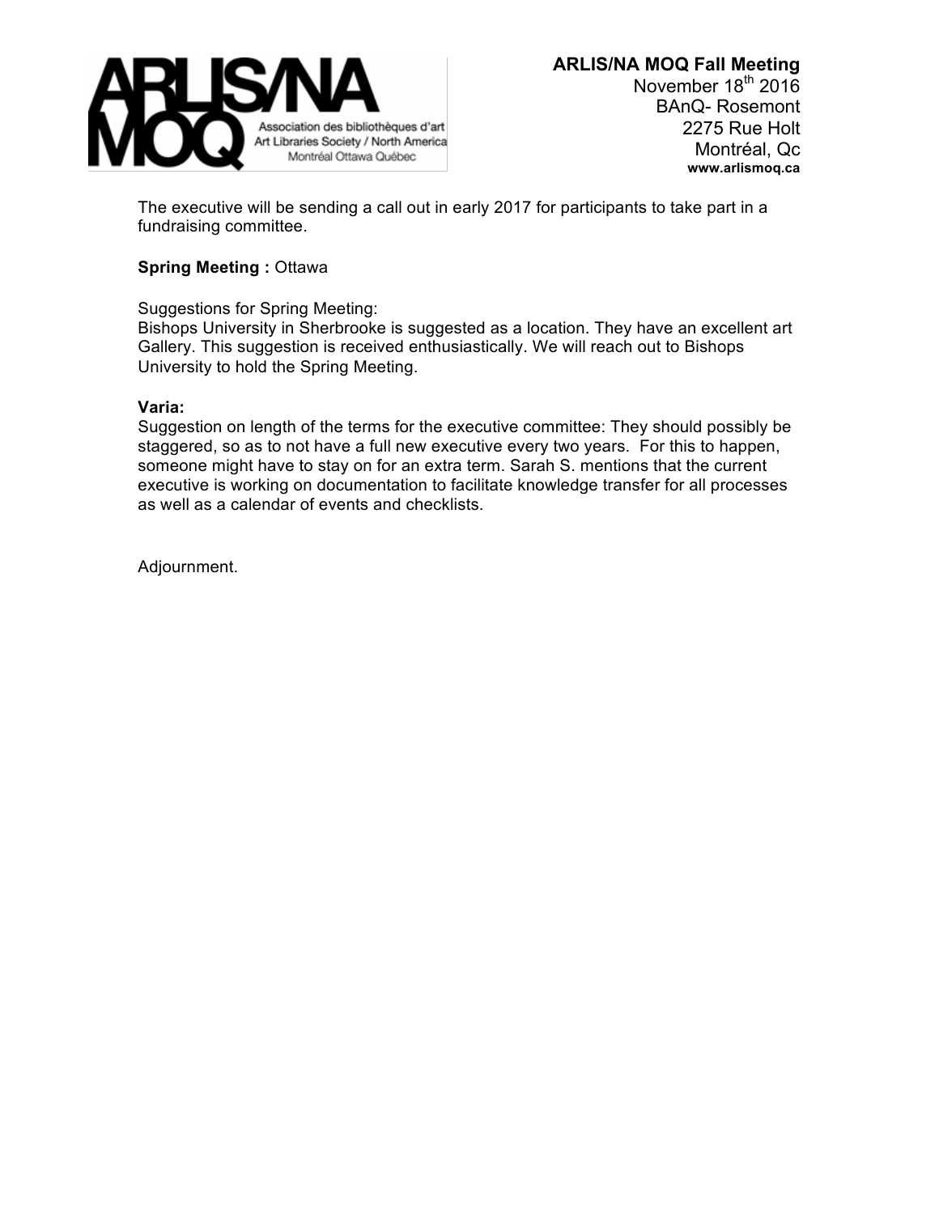The executive will be sending a call out in early 2017 for participants to take part in a fundraising committee.

**Spring Meeting :** Ottawa

Suggestions for Spring Meeting:
Bishops University in Sherbrooke is suggested as a location. They have an excellent art Gallery. This suggestion is received enthusiastically. We will reach out to Bishops University to hold the Spring Meeting.

**Varia:**
Suggestion on length of the terms for the executive committee: They should possibly be staggered, so as to not have a full new executive every two years. For this to happen, someone might have to stay on for an extra term. Sarah S. mentions that the current executive is working on documentation to facilitate knowledge transfer for all processes as well as a calendar of events and checklists.

Adjournment.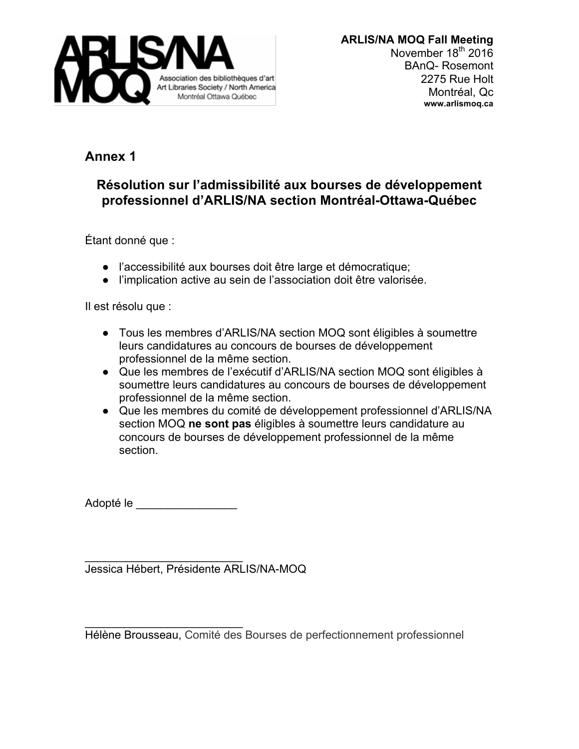**ARLIS/NA MOQ Fall Meeting**
November 18th 2016
BAnQ- Rosemont
2275 Rue Holt
Montréal, Qc
**www.arlismoq.ca**

## Annex 1

### Résolution sur l'admissibilité aux bourses de développement professionnel d'ARLIS/NA section Montréal-Ottawa-Québec

Étant donné que :

- l'accessibilité aux bourses doit être large et démocratique;
- l'implication active au sein de l'association doit être valorisée.

Il est résolu que :

- Tous les membres d'ARLIS/NA section MOQ sont éligibles à soumettre leurs candidatures au concours de bourses de développement professionnel de la même section.
- Que les membres de l'exécutif d'ARLIS/NA section MOQ sont éligibles à soumettre leurs candidatures au concours de bourses de développement professionnel de la même section.
- Que les membres du comité de développement professionnel d'ARLIS/NA section MOQ **ne sont pas** éligibles à soumettre leurs candidature au concours de bourses de développement professionnel de la même section.

Adopté le ________________

__________________________
Jessica Hébert, Présidente ARLIS/NA-MOQ

__________________________
Hélène Brousseau, Comité des Bourses de perfectionnement professionnel